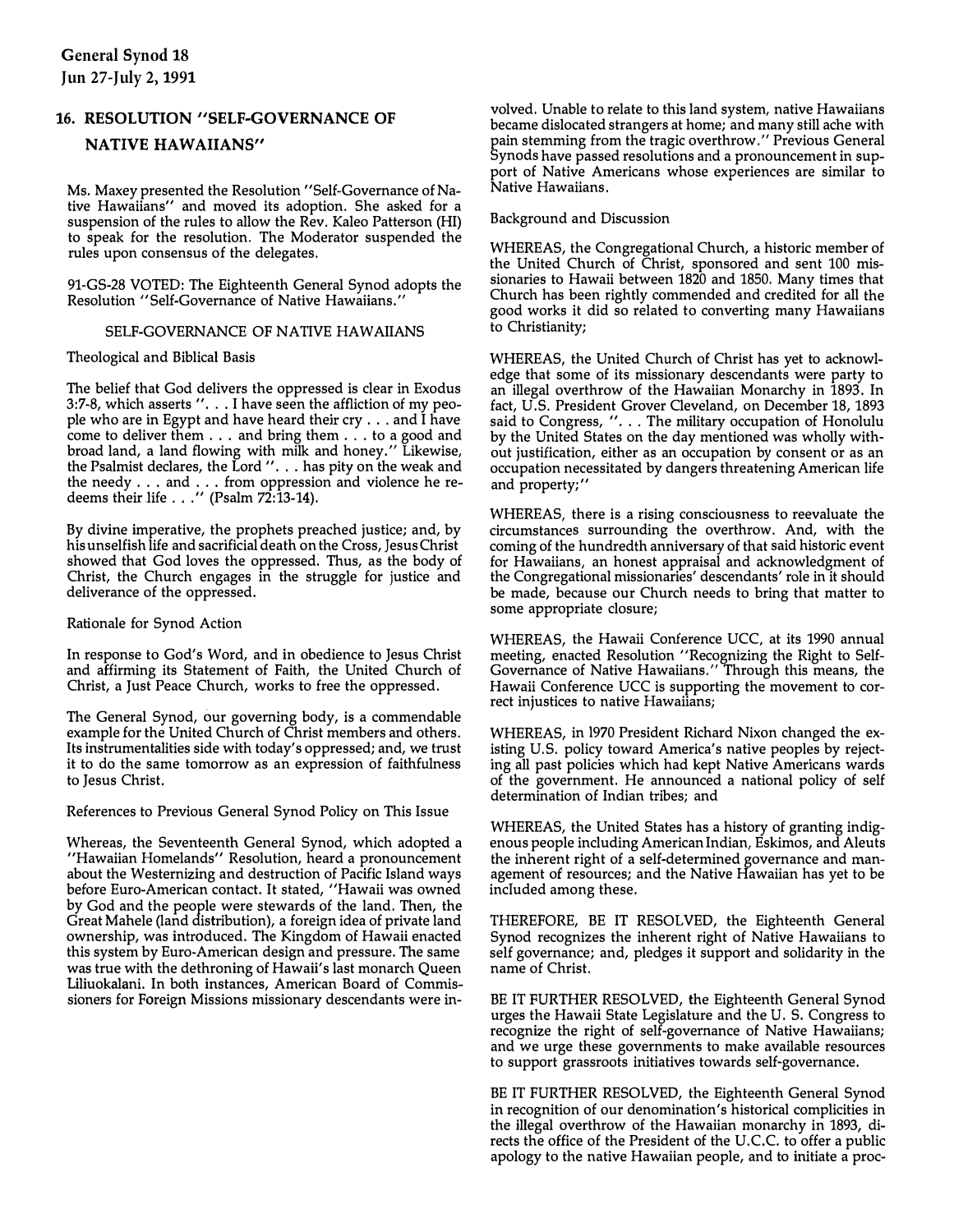# 16. RESOLUTION "SELF-GOVERNANCE OF NATIVE HAWAIIANS"

Ms. Maxey presented the Resolution "Self-Governance of Native Hawaiians" and moved its adoption. She asked for a suspension of the rules to allow the Rev. Kaleo Patterson (HI) to speak for the resolution. The Moderator suspended the rules upon consensus of the delegates.

91-GS-28 VOTED: The Eighteenth General Synod adopts the Resolution "Self-Governance of Native Hawaiians."

## SELF-GOVERNANCE OF NATIVE HAWAIIANS

### Theological and Biblical Basis

The belief that God delivers the oppressed is clear in Exodus 3:7-8, which asserts ". . . I have seen the affliction of my people who are in Egypt and have heard their cry . . . and I have come to deliver them . . . and bring them . . . to a good and broad land, a land flowing with milk and honey." Likewise, the Psalmist declares, the Lord ". . . has pity on the weak and the needy . . . and . . . from oppression and violence he redeems their life . . ." (Psalm 72:13-14).

By divine imperative, the prophets preached justice; and, by his unselfish life and sacrificial death on the Cross, Jesus Christ showed that God loves the oppressed. Thus, as the body of Christ, the Church engages in the struggle for justice and deliverance of the oppressed.

### Rationale for Synod Action

In response to God's Word, and in obedience to Jesus Christ and affirming its Statement of Faith, the United Church of Christ, a Just Peace Church, works to free the oppressed.

The General Synod, our governing body, is a commendable example for the United Church of Christ members and others. Its instrumentalities side with today's oppressed; and, we trust it to do the same tomorrow as an expression of faithfulness to Jesus Christ.

### References to Previous General Synod Policy on This Issue

Whereas, the Seventeenth General Synod, which adopted a "Hawaiian Homelands" Resolution, heard a pronouncement about the Westernizing and destruction of Pacific Island ways before Euro-American contact. It stated, "Hawaii was owned by God and the people were stewards of the land. Then, the Great Mahele (land distribution), a foreign idea of private land ownership, was introduced. The Kingdom of Hawaii enacted this system by Euro-American design and pressure. The same was true with the dethroning of Hawaii's last monarch Queen Liliuokalani. In both instances, American Board of Commissioners for Foreign Missions missionary descendants were involved. Unable to relate to this land system, native Hawaiians became dislocated strangers at home; and many still ache with pain stemming from the tragic overthrow." Previous General Synods have passed resolutions and a pronouncement in support of Native Americans whose experiences are similar to Native Hawaiians.

### Background and Discussion

WHEREAS, the Congregational Church, a historic member of the United Church of Christ, sponsored and sent 100 missionaries to Hawaii between 1820 and 1850. Many times that Church has been rightly commended and credited for all the good works it did so related to converting many Hawaiians to Christianity;

WHEREAS, the United Church of Christ has yet to acknowledge that some of its missionary descendants were party to an illegal overthrow of the Hawaiian Monarchy in 1893. In fact, U.S. President Grover Cleveland, on December 18, 1893 said to Congress, ". . . The military occupation of Honolulu by the United States on the day mentioned was wholly without justification, either as an occupation by consent or as an occupation necessitated by dangers threatening American life and property;"

WHEREAS, there is a rising consciousness to reevaluate the circumstances surrounding the overthrow. And, with the coming of the hundredth anniversary of that said historic event for Hawaiians, an honest appraisal and acknowledgment of the Congregational missionaries' descendants' role in it should be made, because our Church needs to bring that matter to some appropriate closure;

WHEREAS, the Hawaii Conference UCC, at its 1990 annual meeting, enacted Resolution "Recognizing the Right to Self-Governance of Native Hawaiians." Through this means, the Hawaii Conference UCC is supporting the movement to correct injustices to native Hawaiians;

WHEREAS, in 1970 President Richard Nixon changed the existing U.S. policy toward America's native peoples by rejecting all past policies which had kept Native Americans wards of the government. He announced a national policy of self determination of Indian tribes; and

WHEREAS, the United States has a history of granting indigenous people including American Indian, Eskimos, and Aleuts the inherent right of a self-determined governance and management of resources; and the Native Hawaiian has yet to be included among these.

THEREFORE, BE IT RESOLVED, the Eighteenth General Synod recognizes the inherent right of Native Hawaiians to self governance; and, pledges it support and solidarity in the name of Christ.

BE IT FURTHER RESOLVED, the Eighteenth General Synod urges the Hawaii State Legislature and the U. S. Congress to recognize the right of self-governance of Native Hawaiians; and we urge these governments to make available resources to support grassroots initiatives towards self-governance.

BE IT FURTHER RESOLVED, the Eighteenth General Synod in recognition of our denomination's historical complicities in the illegal overthrow of the Hawaiian monarchy in 1893, directs the office of the President of the U.C.C. to offer a public apology to the native Hawaiian people, and to initiate a proc-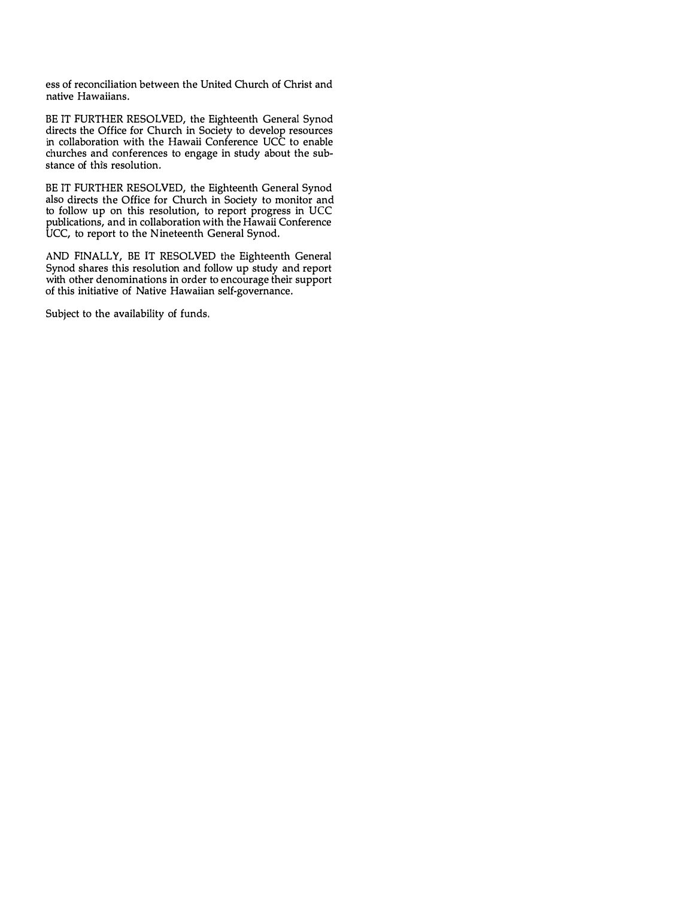ess of reconciliation between the United Church of Christ and native Hawaiians.

BE IT FURTHER RESOLVED, the Eighteenth General Synod directs the Office for Church in Society to develop resources in collaboration with the Hawaii Conference UCC to enable churches and conferences to engage in study about the substance of this resolution.

BE IT FURTHER RESOLVED, the Eighteenth General Synod also directs the Office for Church in Society to monitor and to follow up on this resolution, to report progress in UCC publications, and in collaboration with the Hawaii Conference UCC, to report to the Nineteenth General Synod.

AND FINALLY, BE IT RESOLVED the Eighteenth General Synod shares this resolution and follow up study and report with other denominations in order to encourage their support of this initiative of Native Hawaiian self-governance.

Subject to the availability of funds.